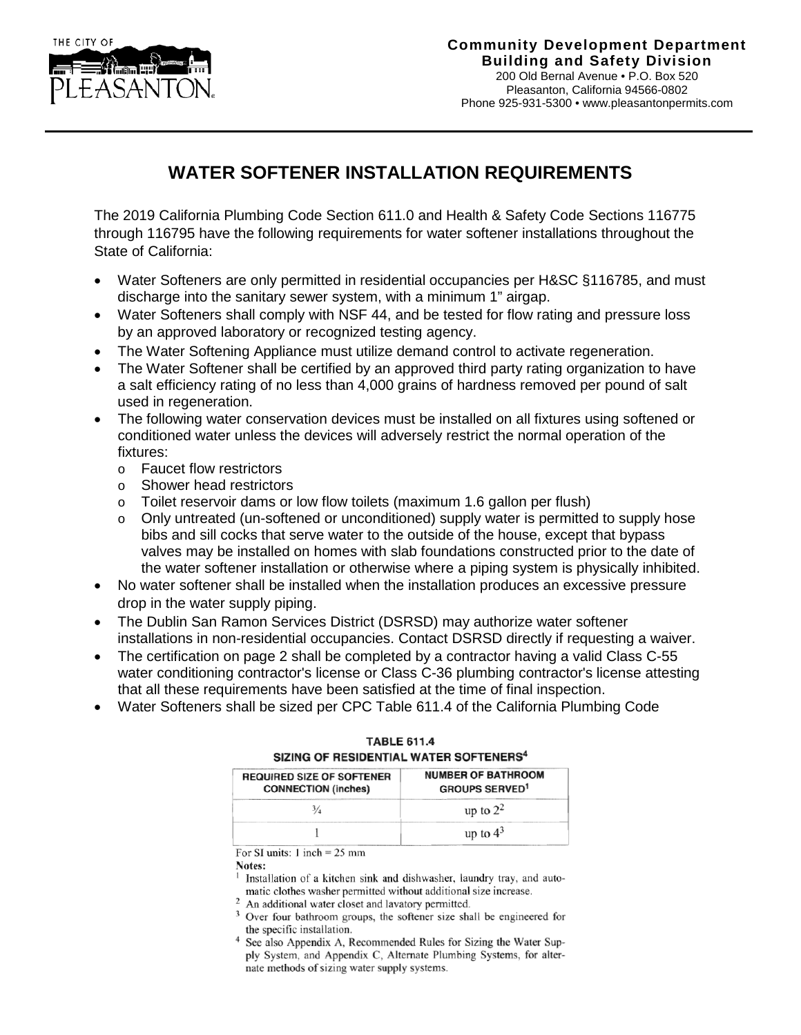THE CITY OF PLEASANTON

**Community Development Department**
**Building and Safety Division**
200 Old Bernal Avenue • P.O. Box 520
Pleasanton, California 94566-0802
Phone 925-931-5300 • www.pleasantonpermits.com

# WATER SOFTENER INSTALLATION REQUIREMENTS

The 2019 California Plumbing Code Section 611.0 and Health & Safety Code Sections 116775 through 116795 have the following requirements for water softener installations throughout the State of California:

- Water Softeners are only permitted in residential occupancies per H&SC §116785, and must discharge into the sanitary sewer system, with a minimum 1" airgap.
- Water Softeners shall comply with NSF 44, and be tested for flow rating and pressure loss by an approved laboratory or recognized testing agency.
- The Water Softening Appliance must utilize demand control to activate regeneration.
- The Water Softener shall be certified by an approved third party rating organization to have a salt efficiency rating of no less than 4,000 grains of hardness removed per pound of salt used in regeneration.
- The following water conservation devices must be installed on all fixtures using softened or conditioned water unless the devices will adversely restrict the normal operation of the fixtures:
  - Faucet flow restrictors
  - Shower head restrictors
  - Toilet reservoir dams or low flow toilets (maximum 1.6 gallon per flush)
  - Only untreated (un-softened or unconditioned) supply water is permitted to supply hose bibs and sill cocks that serve water to the outside of the house, except that bypass valves may be installed on homes with slab foundations constructed prior to the date of the water softener installation or otherwise where a piping system is physically inhibited.
- No water softener shall be installed when the installation produces an excessive pressure drop in the water supply piping.
- The Dublin San Ramon Services District (DSRSD) may authorize water softener installations in non-residential occupancies. Contact DSRSD directly if requesting a waiver.
- The certification on page 2 shall be completed by a contractor having a valid Class C-55 water conditioning contractor's license or Class C-36 plumbing contractor's license attesting that all these requirements have been satisfied at the time of final inspection.
- Water Softeners shall be sized per CPC Table 611.4 of the California Plumbing Code

**TABLE 611.4**
**SIZING OF RESIDENTIAL WATER SOFTENERS[4]**

| REQUIRED SIZE OF SOFTENER CONNECTION (inches) | NUMBER OF BATHROOM GROUPS SERVED[1] |
|---|---|
| 3/4 | up to 2[2] |
| 1 | up to 4[3] |

For SI units: 1 inch = 25 mm

**Notes:**

[1] Installation of a kitchen sink and dishwasher, laundry tray, and automatic clothes washer permitted without additional size increase.

[2] An additional water closet and lavatory permitted.

[3] Over four bathroom groups, the softener size shall be engineered for the specific installation.

[4] See also Appendix A, Recommended Rules for Sizing the Water Supply System, and Appendix C, Alternate Plumbing Systems, for alternate methods of sizing water supply systems.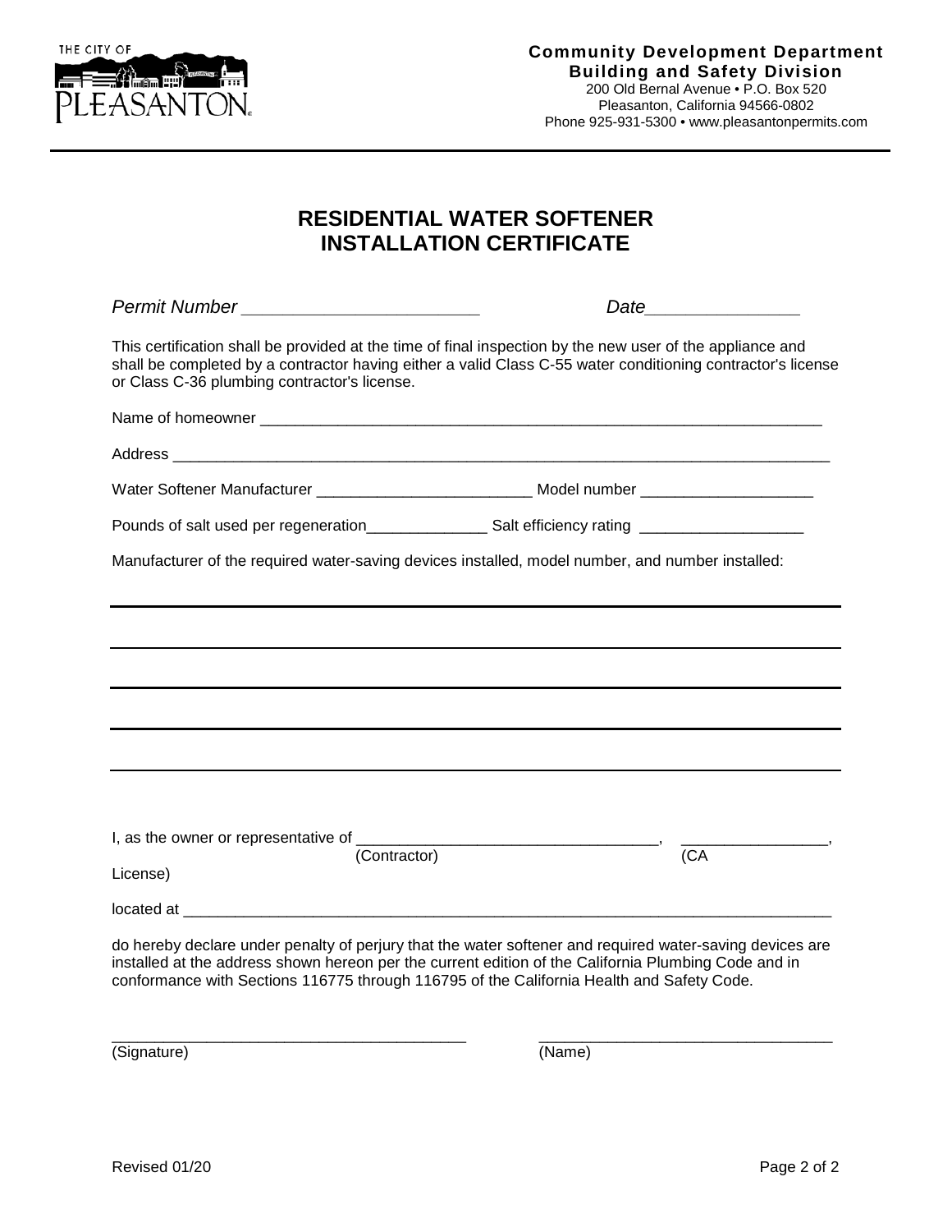THE CITY OF PLEASANTON.

**Community Development Department**
**Building and Safety Division**
200 Old Bernal Avenue • P.O. Box 520
Pleasanton, California 94566-0802
Phone 925-931-5300 • www.pleasantonpermits.com

# RESIDENTIAL WATER SOFTENER INSTALLATION CERTIFICATE

*Permit Number* ________________________ *Date*_______________

This certification shall be provided at the time of final inspection by the new user of the appliance and shall be completed by a contractor having either a valid Class C-55 water conditioning contractor's license or Class C-36 plumbing contractor's license.

Name of homeowner ____________________________________________________________________

Address ________________________________________________________________________________

Water Softener Manufacturer _________________________ Model number ____________________

Pounds of salt used per regeneration______________ Salt efficiency rating ___________________

Manufacturer of the required water-saving devices installed, model number, and number installed:

______________________________________________________________________________

______________________________________________________________________________

______________________________________________________________________________

______________________________________________________________________________

______________________________________________________________________________

I, as the owner or representative of ___________________________________, _________________,
(Contractor) (CA License)

located at ____________________________________________________________________________

do hereby declare under penalty of perjury that the water softener and required water-saving devices are installed at the address shown hereon per the current edition of the California Plumbing Code and in conformance with Sections 116775 through 116795 of the California Health and Safety Code.

_________________________________________ _________________________________
(Signature) (Name)

Revised 01/20